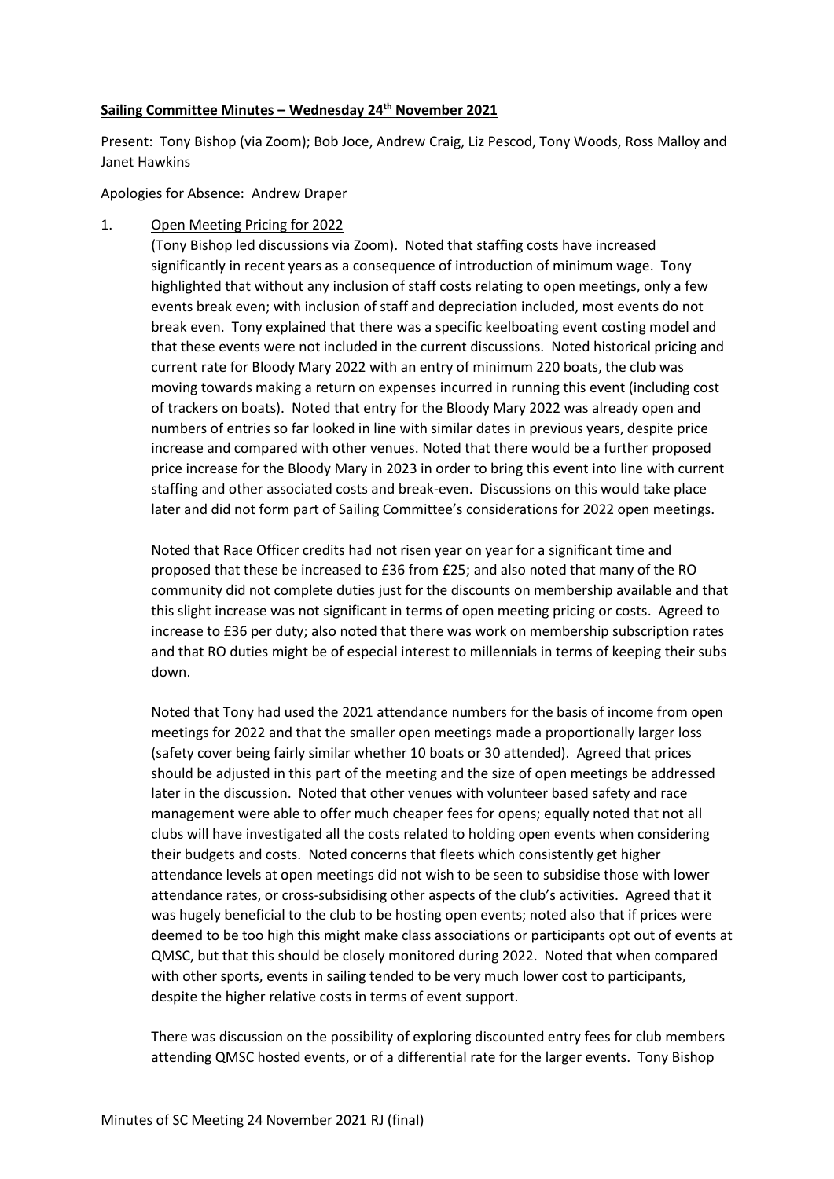**Sailing Committee Minutes – Wednesday 24th November 2021**

Present: Tony Bishop (via Zoom); Bob Joce, Andrew Craig, Liz Pescod, Tony Woods, Ross Malloy and Janet Hawkins

Apologies for Absence: Andrew Draper

1. Open Meeting Pricing for 2022

   (Tony Bishop led discussions via Zoom). Noted that staffing costs have increased significantly in recent years as a consequence of introduction of minimum wage. Tony highlighted that without any inclusion of staff costs relating to open meetings, only a few events break even; with inclusion of staff and depreciation included, most events do not break even. Tony explained that there was a specific keelboating event costing model and that these events were not included in the current discussions. Noted historical pricing and current rate for Bloody Mary 2022 with an entry of minimum 220 boats, the club was moving towards making a return on expenses incurred in running this event (including cost of trackers on boats). Noted that entry for the Bloody Mary 2022 was already open and numbers of entries so far looked in line with similar dates in previous years, despite price increase and compared with other venues. Noted that there would be a further proposed price increase for the Bloody Mary in 2023 in order to bring this event into line with current staffing and other associated costs and break-even. Discussions on this would take place later and did not form part of Sailing Committee's considerations for 2022 open meetings.

   Noted that Race Officer credits had not risen year on year for a significant time and proposed that these be increased to £36 from £25; and also noted that many of the RO community did not complete duties just for the discounts on membership available and that this slight increase was not significant in terms of open meeting pricing or costs. Agreed to increase to £36 per duty; also noted that there was work on membership subscription rates and that RO duties might be of especial interest to millennials in terms of keeping their subs down.

   Noted that Tony had used the 2021 attendance numbers for the basis of income from open meetings for 2022 and that the smaller open meetings made a proportionally larger loss (safety cover being fairly similar whether 10 boats or 30 attended). Agreed that prices should be adjusted in this part of the meeting and the size of open meetings be addressed later in the discussion. Noted that other venues with volunteer based safety and race management were able to offer much cheaper fees for opens; equally noted that not all clubs will have investigated all the costs related to holding open events when considering their budgets and costs. Noted concerns that fleets which consistently get higher attendance levels at open meetings did not wish to be seen to subsidise those with lower attendance rates, or cross-subsidising other aspects of the club's activities. Agreed that it was hugely beneficial to the club to be hosting open events; noted also that if prices were deemed to be too high this might make class associations or participants opt out of events at QMSC, but that this should be closely monitored during 2022. Noted that when compared with other sports, events in sailing tended to be very much lower cost to participants, despite the higher relative costs in terms of event support.

   There was discussion on the possibility of exploring discounted entry fees for club members attending QMSC hosted events, or of a differential rate for the larger events. Tony Bishop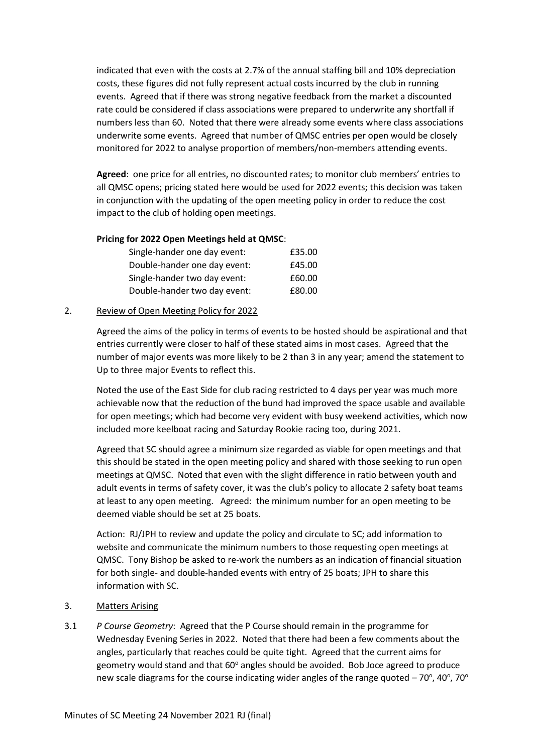indicated that even with the costs at 2.7% of the annual staffing bill and 10% depreciation costs, these figures did not fully represent actual costs incurred by the club in running events. Agreed that if there was strong negative feedback from the market a discounted rate could be considered if class associations were prepared to underwrite any shortfall if numbers less than 60. Noted that there were already some events where class associations underwrite some events. Agreed that number of QMSC entries per open would be closely monitored for 2022 to analyse proportion of members/non-members attending events.

**Agreed**: one price for all entries, no discounted rates; to monitor club members' entries to all QMSC opens; pricing stated here would be used for 2022 events; this decision was taken in conjunction with the updating of the open meeting policy in order to reduce the cost impact to the club of holding open meetings.

**Pricing for 2022 Open Meetings held at QMSC**:

| | |
|---|---|
| Single-hander one day event: | £35.00 |
| Double-hander one day event: | £45.00 |
| Single-hander two day event: | £60.00 |
| Double-hander two day event: | £80.00 |

2. Review of Open Meeting Policy for 2022

Agreed the aims of the policy in terms of events to be hosted should be aspirational and that entries currently were closer to half of these stated aims in most cases. Agreed that the number of major events was more likely to be 2 than 3 in any year; amend the statement to Up to three major Events to reflect this.

Noted the use of the East Side for club racing restricted to 4 days per year was much more achievable now that the reduction of the bund had improved the space usable and available for open meetings; which had become very evident with busy weekend activities, which now included more keelboat racing and Saturday Rookie racing too, during 2021.

Agreed that SC should agree a minimum size regarded as viable for open meetings and that this should be stated in the open meeting policy and shared with those seeking to run open meetings at QMSC. Noted that even with the slight difference in ratio between youth and adult events in terms of safety cover, it was the club's policy to allocate 2 safety boat teams at least to any open meeting. Agreed: the minimum number for an open meeting to be deemed viable should be set at 25 boats.

Action: RJ/JPH to review and update the policy and circulate to SC; add information to website and communicate the minimum numbers to those requesting open meetings at QMSC. Tony Bishop be asked to re-work the numbers as an indication of financial situation for both single- and double-handed events with entry of 25 boats; JPH to share this information with SC.

3. Matters Arising

3.1 *P Course Geometry*: Agreed that the P Course should remain in the programme for Wednesday Evening Series in 2022. Noted that there had been a few comments about the angles, particularly that reaches could be quite tight. Agreed that the current aims for geometry would stand and that 60° angles should be avoided. Bob Joce agreed to produce new scale diagrams for the course indicating wider angles of the range quoted – 70°, 40°, 70°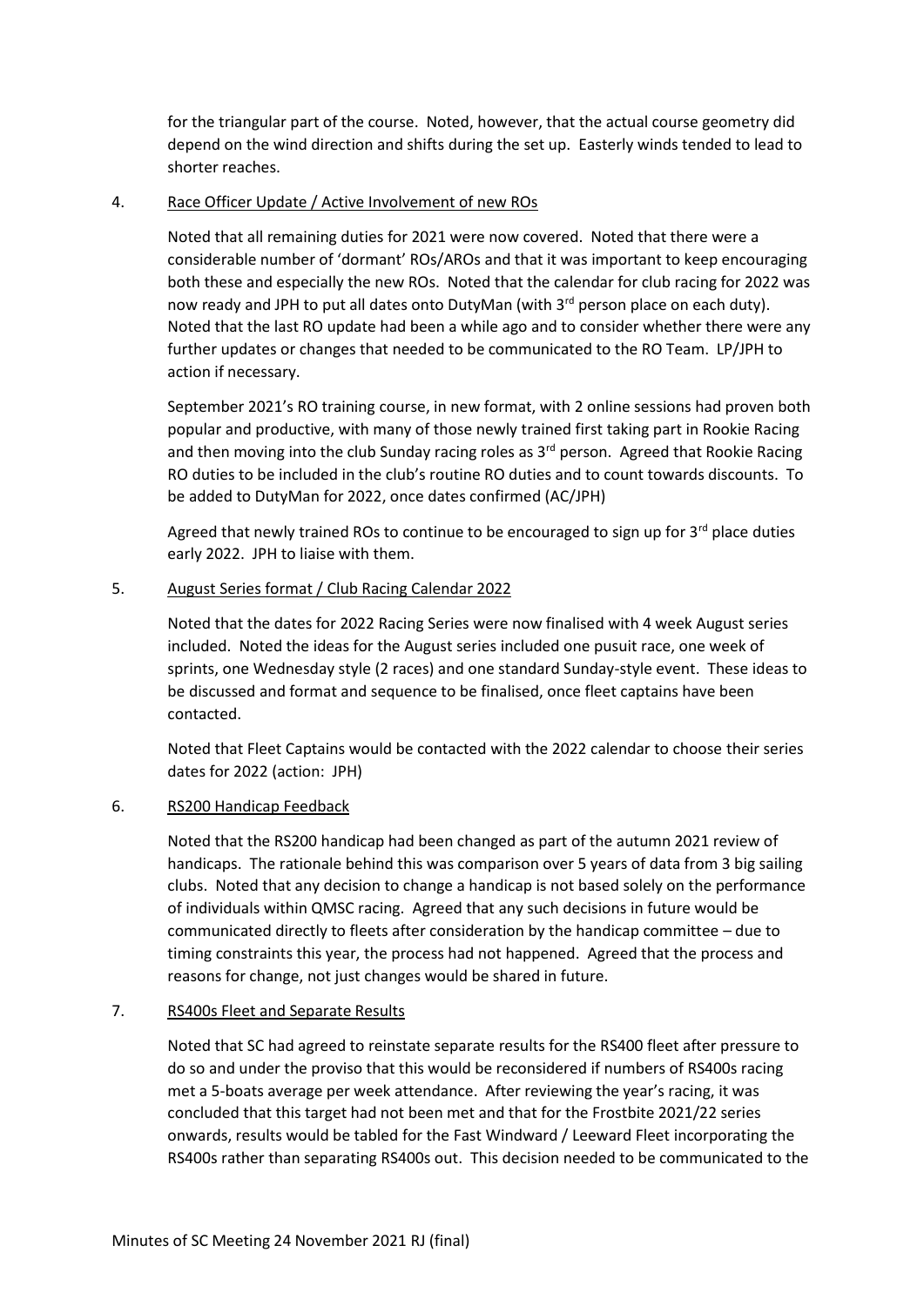for the triangular part of the course. Noted, however, that the actual course geometry did depend on the wind direction and shifts during the set up. Easterly winds tended to lead to shorter reaches.

4. <u>Race Officer Update / Active Involvement of new ROs</u>

   Noted that all remaining duties for 2021 were now covered. Noted that there were a considerable number of 'dormant' ROs/AROs and that it was important to keep encouraging both these and especially the new ROs. Noted that the calendar for club racing for 2022 was now ready and JPH to put all dates onto DutyMan (with 3rd person place on each duty). Noted that the last RO update had been a while ago and to consider whether there were any further updates or changes that needed to be communicated to the RO Team. LP/JPH to action if necessary.

   September 2021's RO training course, in new format, with 2 online sessions had proven both popular and productive, with many of those newly trained first taking part in Rookie Racing and then moving into the club Sunday racing roles as 3rd person. Agreed that Rookie Racing RO duties to be included in the club's routine RO duties and to count towards discounts. To be added to DutyMan for 2022, once dates confirmed (AC/JPH)

   Agreed that newly trained ROs to continue to be encouraged to sign up for 3rd place duties early 2022. JPH to liaise with them.

5. <u>August Series format / Club Racing Calendar 2022</u>

   Noted that the dates for 2022 Racing Series were now finalised with 4 week August series included. Noted the ideas for the August series included one pusuit race, one week of sprints, one Wednesday style (2 races) and one standard Sunday-style event. These ideas to be discussed and format and sequence to be finalised, once fleet captains have been contacted.

   Noted that Fleet Captains would be contacted with the 2022 calendar to choose their series dates for 2022 (action: JPH)

6. <u>RS200 Handicap Feedback</u>

   Noted that the RS200 handicap had been changed as part of the autumn 2021 review of handicaps. The rationale behind this was comparison over 5 years of data from 3 big sailing clubs. Noted that any decision to change a handicap is not based solely on the performance of individuals within QMSC racing. Agreed that any such decisions in future would be communicated directly to fleets after consideration by the handicap committee – due to timing constraints this year, the process had not happened. Agreed that the process and reasons for change, not just changes would be shared in future.

7. <u>RS400s Fleet and Separate Results</u>

   Noted that SC had agreed to reinstate separate results for the RS400 fleet after pressure to do so and under the proviso that this would be reconsidered if numbers of RS400s racing met a 5-boats average per week attendance. After reviewing the year's racing, it was concluded that this target had not been met and that for the Frostbite 2021/22 series onwards, results would be tabled for the Fast Windward / Leeward Fleet incorporating the RS400s rather than separating RS400s out. This decision needed to be communicated to the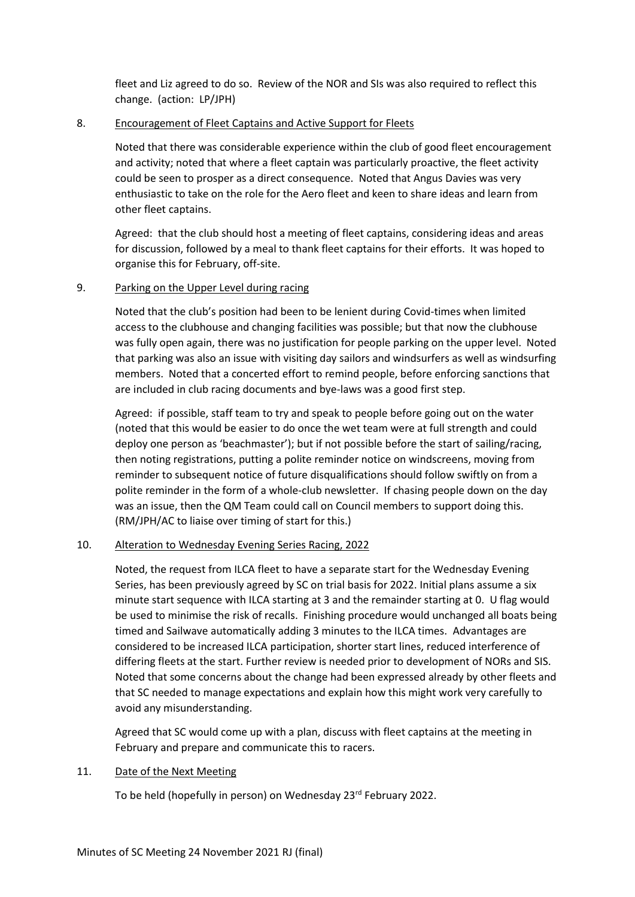fleet and Liz agreed to do so. Review of the NOR and SIs was also required to reflect this change. (action: LP/JPH)

8. Encouragement of Fleet Captains and Active Support for Fleets

Noted that there was considerable experience within the club of good fleet encouragement and activity; noted that where a fleet captain was particularly proactive, the fleet activity could be seen to prosper as a direct consequence. Noted that Angus Davies was very enthusiastic to take on the role for the Aero fleet and keen to share ideas and learn from other fleet captains.

Agreed: that the club should host a meeting of fleet captains, considering ideas and areas for discussion, followed by a meal to thank fleet captains for their efforts. It was hoped to organise this for February, off-site.

9. Parking on the Upper Level during racing

Noted that the club's position had been to be lenient during Covid-times when limited access to the clubhouse and changing facilities was possible; but that now the clubhouse was fully open again, there was no justification for people parking on the upper level. Noted that parking was also an issue with visiting day sailors and windsurfers as well as windsurfing members. Noted that a concerted effort to remind people, before enforcing sanctions that are included in club racing documents and bye-laws was a good first step.

Agreed: if possible, staff team to try and speak to people before going out on the water (noted that this would be easier to do once the wet team were at full strength and could deploy one person as 'beachmaster'); but if not possible before the start of sailing/racing, then noting registrations, putting a polite reminder notice on windscreens, moving from reminder to subsequent notice of future disqualifications should follow swiftly on from a polite reminder in the form of a whole-club newsletter. If chasing people down on the day was an issue, then the QM Team could call on Council members to support doing this. (RM/JPH/AC to liaise over timing of start for this.)

10. Alteration to Wednesday Evening Series Racing, 2022

Noted, the request from ILCA fleet to have a separate start for the Wednesday Evening Series, has been previously agreed by SC on trial basis for 2022. Initial plans assume a six minute start sequence with ILCA starting at 3 and the remainder starting at 0. U flag would be used to minimise the risk of recalls. Finishing procedure would unchanged all boats being timed and Sailwave automatically adding 3 minutes to the ILCA times. Advantages are considered to be increased ILCA participation, shorter start lines, reduced interference of differing fleets at the start. Further review is needed prior to development of NORs and SIS. Noted that some concerns about the change had been expressed already by other fleets and that SC needed to manage expectations and explain how this might work very carefully to avoid any misunderstanding.

Agreed that SC would come up with a plan, discuss with fleet captains at the meeting in February and prepare and communicate this to racers.

11. Date of the Next Meeting

To be held (hopefully in person) on Wednesday 23rd February 2022.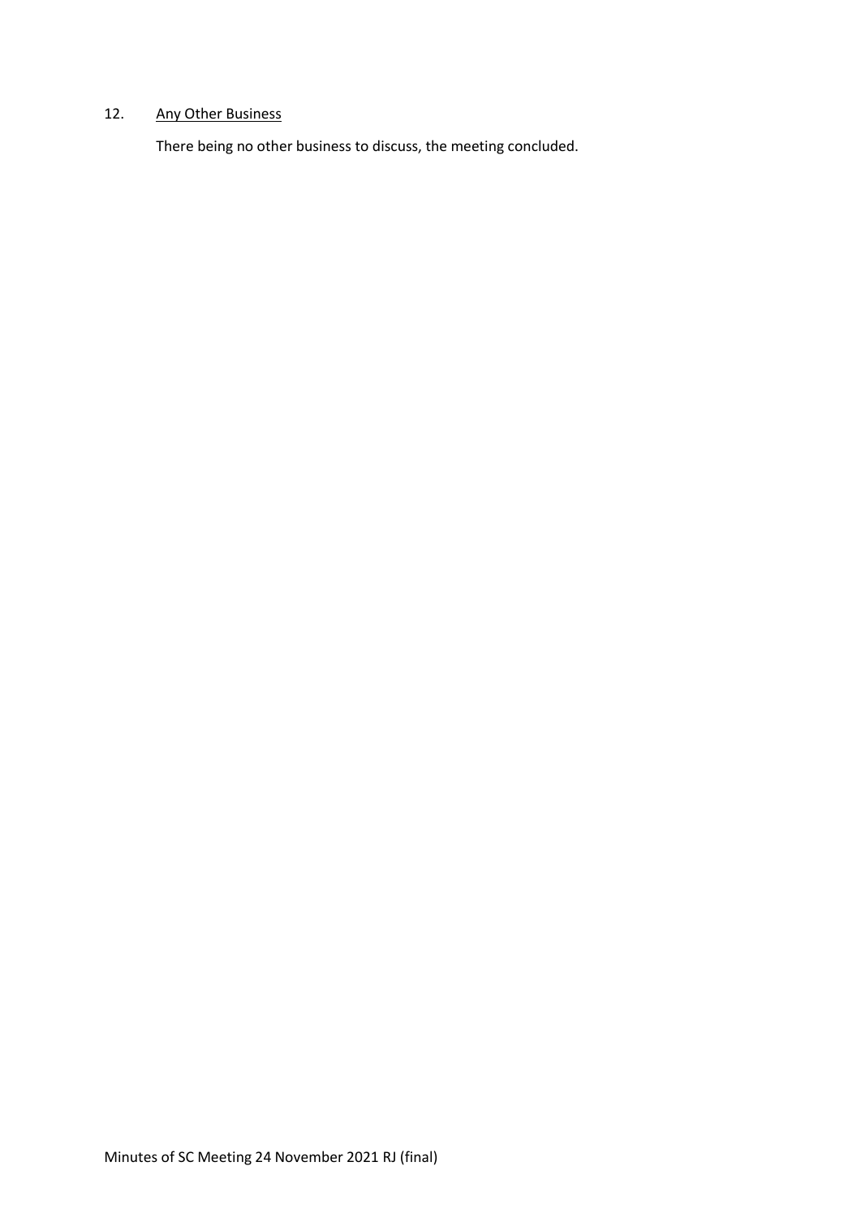12. <u>Any Other Business</u>

There being no other business to discuss, the meeting concluded.